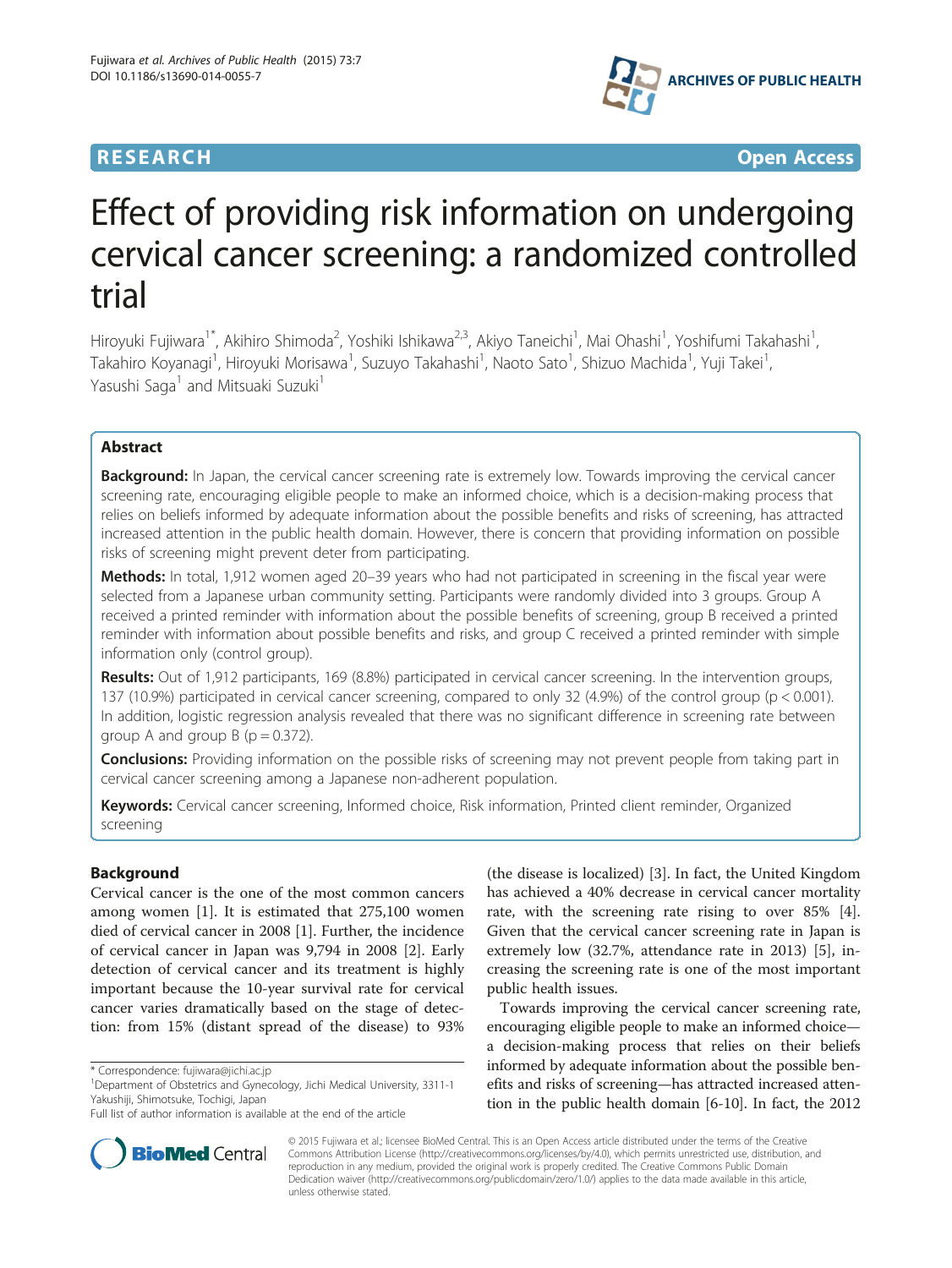RESEARCH Open Access

# Effect of providing risk information on undergoing cervical cancer screening: a randomized controlled trial

Hiroyuki Fujiwara[1*], Akihiro Shimoda[2], Yoshiki Ishikawa[2,3], Akiyo Taneichi[1], Mai Ohashi[1], Yoshifumi Takahashi[1], Takahiro Koyanagi[1], Hiroyuki Morisawa[1], Suzuyo Takahashi[1], Naoto Sato[1], Shizuo Machida[1], Yuji Takei[1], Yasushi Saga[1] and Mitsuaki Suzuki[1]

## Abstract

**Background:** In Japan, the cervical cancer screening rate is extremely low. Towards improving the cervical cancer screening rate, encouraging eligible people to make an informed choice, which is a decision-making process that relies on beliefs informed by adequate information about the possible benefits and risks of screening, has attracted increased attention in the public health domain. However, there is concern that providing information on possible risks of screening might prevent deter from participating.

**Methods:** In total, 1,912 women aged 20–39 years who had not participated in screening in the fiscal year were selected from a Japanese urban community setting. Participants were randomly divided into 3 groups. Group A received a printed reminder with information about the possible benefits of screening, group B received a printed reminder with information about possible benefits and risks, and group C received a printed reminder with simple information only (control group).

**Results:** Out of 1,912 participants, 169 (8.8%) participated in cervical cancer screening. In the intervention groups, 137 (10.9%) participated in cervical cancer screening, compared to only 32 (4.9%) of the control group ($p < 0.001$). In addition, logistic regression analysis revealed that there was no significant difference in screening rate between group A and group B ($p = 0.372$).

**Conclusions:** Providing information on the possible risks of screening may not prevent people from taking part in cervical cancer screening among a Japanese non-adherent population.

**Keywords:** Cervical cancer screening, Informed choice, Risk information, Printed client reminder, Organized screening

## Background

Cervical cancer is the one of the most common cancers among women [1]. It is estimated that 275,100 women died of cervical cancer in 2008 [1]. Further, the incidence of cervical cancer in Japan was 9,794 in 2008 [2]. Early detection of cervical cancer and its treatment is highly important because the 10-year survival rate for cervical cancer varies dramatically based on the stage of detection: from 15% (distant spread of the disease) to 93% (the disease is localized) [3]. In fact, the United Kingdom has achieved a 40% decrease in cervical cancer mortality rate, with the screening rate rising to over 85% [4]. Given that the cervical cancer screening rate in Japan is extremely low (32.7%, attendance rate in 2013) [5], increasing the screening rate is one of the most important public health issues.

Towards improving the cervical cancer screening rate, encouraging eligible people to make an informed choice—a decision-making process that relies on their beliefs informed by adequate information about the possible benefits and risks of screening—has attracted increased attention in the public health domain [6-10]. In fact, the 2012

\* Correspondence: fujiwara@jichi.ac.jp
[1]Department of Obstetrics and Gynecology, Jichi Medical University, 3311-1 Yakushiji, Shimotsuke, Tochigi, Japan
Full list of author information is available at the end of the article

© 2015 Fujiwara et al.; licensee BioMed Central. This is an Open Access article distributed under the terms of the Creative Commons Attribution License (http://creativecommons.org/licenses/by/4.0), which permits unrestricted use, distribution, and reproduction in any medium, provided the original work is properly credited. The Creative Commons Public Domain Dedication waiver (http://creativecommons.org/publicdomain/zero/1.0/) applies to the data made available in this article, unless otherwise stated.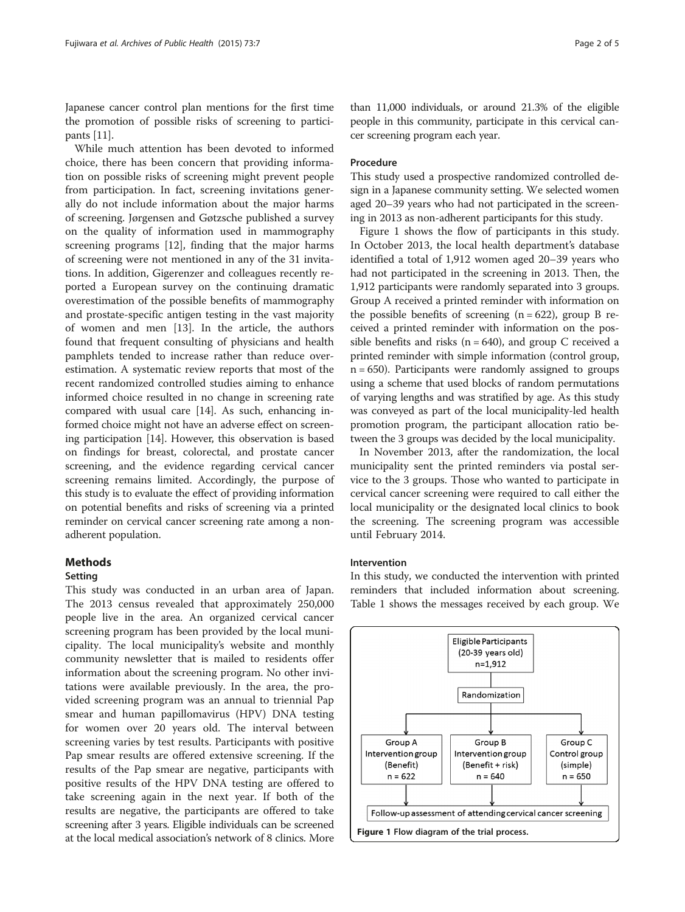Japanese cancer control plan mentions for the first time the promotion of possible risks of screening to participants [11].

While much attention has been devoted to informed choice, there has been concern that providing information on possible risks of screening might prevent people from participation. In fact, screening invitations generally do not include information about the major harms of screening. Jørgensen and Gøtzsche published a survey on the quality of information used in mammography screening programs [12], finding that the major harms of screening were not mentioned in any of the 31 invitations. In addition, Gigerenzer and colleagues recently reported a European survey on the continuing dramatic overestimation of the possible benefits of mammography and prostate-specific antigen testing in the vast majority of women and men [13]. In the article, the authors found that frequent consulting of physicians and health pamphlets tended to increase rather than reduce overestimation. A systematic review reports that most of the recent randomized controlled studies aiming to enhance informed choice resulted in no change in screening rate compared with usual care [14]. As such, enhancing informed choice might not have an adverse effect on screening participation [14]. However, this observation is based on findings for breast, colorectal, and prostate cancer screening, and the evidence regarding cervical cancer screening remains limited. Accordingly, the purpose of this study is to evaluate the effect of providing information on potential benefits and risks of screening via a printed reminder on cervical cancer screening rate among a non-adherent population.

## Methods

### Setting

This study was conducted in an urban area of Japan. The 2013 census revealed that approximately 250,000 people live in the area. An organized cervical cancer screening program has been provided by the local municipality. The local municipality's website and monthly community newsletter that is mailed to residents offer information about the screening program. No other invitations were available previously. In the area, the provided screening program was an annual to triennial Pap smear and human papillomavirus (HPV) DNA testing for women over 20 years old. The interval between screening varies by test results. Participants with positive Pap smear results are offered extensive screening. If the results of the Pap smear are negative, participants with positive results of the HPV DNA testing are offered to take screening again in the next year. If both of the results are negative, the participants are offered to take screening after 3 years. Eligible individuals can be screened at the local medical association's network of 8 clinics. More than 11,000 individuals, or around 21.3% of the eligible people in this community, participate in this cervical cancer screening program each year.

### Procedure

This study used a prospective randomized controlled design in a Japanese community setting. We selected women aged 20–39 years who had not participated in the screening in 2013 as non-adherent participants for this study.

Figure 1 shows the flow of participants in this study. In October 2013, the local health department's database identified a total of 1,912 women aged 20–39 years who had not participated in the screening in 2013. Then, the 1,912 participants were randomly separated into 3 groups. Group A received a printed reminder with information on the possible benefits of screening (n = 622), group B received a printed reminder with information on the possible benefits and risks (n = 640), and group C received a printed reminder with simple information (control group, n = 650). Participants were randomly assigned to groups using a scheme that used blocks of random permutations of varying lengths and was stratified by age. As this study was conveyed as part of the local municipality-led health promotion program, the participant allocation ratio between the 3 groups was decided by the local municipality.

In November 2013, after the randomization, the local municipality sent the printed reminders via postal service to the 3 groups. Those who wanted to participate in cervical cancer screening were required to call either the local municipality or the designated local clinics to book the screening. The screening program was accessible until February 2014.

### Intervention

In this study, we conducted the intervention with printed reminders that included information about screening. Table 1 shows the messages received by each group. We

Eligible Participants (20-39 years old) n=1,912

Randomization

Group A Intervention group (Benefit) n = 622

Group B Intervention group (Benefit + risk) n = 640

Group C Control group (simple) n = 650

Follow-up assessment of attending cervical cancer screening

**Figure 1** Flow diagram of the trial process.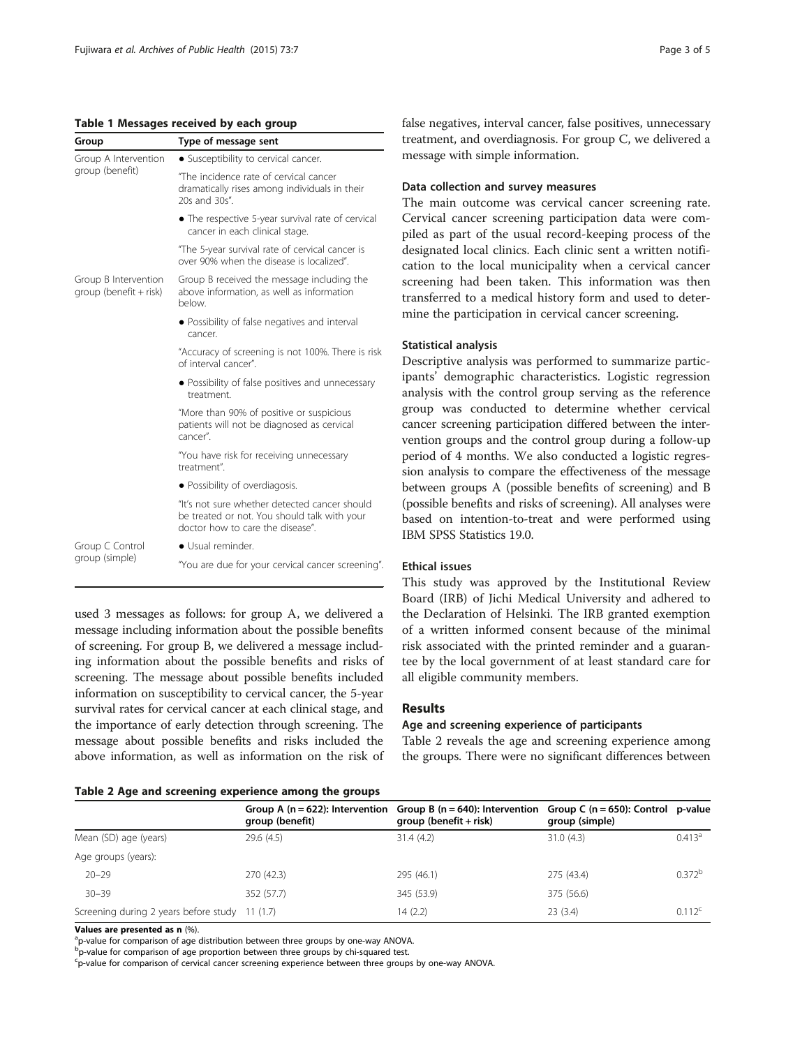**Table 1 Messages received by each group**

| Group | Type of message sent |
|---|---|
| Group A Intervention group (benefit) | • Susceptibility to cervical cancer. |
| | "The incidence rate of cervical cancer dramatically rises among individuals in their 20s and 30s". |
| | • The respective 5-year survival rate of cervical cancer in each clinical stage. |
| | "The 5-year survival rate of cervical cancer is over 90% when the disease is localized". |
| Group B Intervention group (benefit + risk) | Group B received the message including the above information, as well as information below. |
| | • Possibility of false negatives and interval cancer. |
| | "Accuracy of screening is not 100%. There is risk of interval cancer". |
| | • Possibility of false positives and unnecessary treatment. |
| | "More than 90% of positive or suspicious patients will not be diagnosed as cervical cancer". |
| | "You have risk for receiving unnecessary treatment". |
| | • Possibility of overdiagosis. |
| | "It's not sure whether detected cancer should be treated or not. You should talk with your doctor how to care the disease". |
| Group C Control group (simple) | • Usual reminder. |
| | "You are due for your cervical cancer screening". |

used 3 messages as follows: for group A, we delivered a message including information about the possible benefits of screening. For group B, we delivered a message including information about the possible benefits and risks of screening. The message about possible benefits included information on susceptibility to cervical cancer, the 5-year survival rates for cervical cancer at each clinical stage, and the importance of early detection through screening. The message about possible benefits and risks included the above information, as well as information on the risk of false negatives, interval cancer, false positives, unnecessary treatment, and overdiagnosis. For group C, we delivered a message with simple information.

### Data collection and survey measures

The main outcome was cervical cancer screening rate. Cervical cancer screening participation data were compiled as part of the usual record-keeping process of the designated local clinics. Each clinic sent a written notification to the local municipality when a cervical cancer screening had been taken. This information was then transferred to a medical history form and used to determine the participation in cervical cancer screening.

### Statistical analysis

Descriptive analysis was performed to summarize participants' demographic characteristics. Logistic regression analysis with the control group serving as the reference group was conducted to determine whether cervical cancer screening participation differed between the intervention groups and the control group during a follow-up period of 4 months. We also conducted a logistic regression analysis to compare the effectiveness of the message between groups A (possible benefits of screening) and B (possible benefits and risks of screening). All analyses were based on intention-to-treat and were performed using IBM SPSS Statistics 19.0.

### Ethical issues

This study was approved by the Institutional Review Board (IRB) of Jichi Medical University and adhered to the Declaration of Helsinki. The IRB granted exemption of a written informed consent because of the minimal risk associated with the printed reminder and a guarantee by the local government of at least standard care for all eligible community members.

## Results

### Age and screening experience of participants

Table 2 reveals the age and screening experience among the groups. There were no significant differences between

**Table 2 Age and screening experience among the groups**

| | Group A (n = 622): Intervention group (benefit) | Group B (n = 640): Intervention group (benefit + risk) | Group C (n = 650): Control group (simple) | p-value |
|---|---|---|---|---|
| Mean (SD) age (years) | 29.6 (4.5) | 31.4 (4.2) | 31.0 (4.3) | 0.413[a] |
| Age groups (years): | | | | |
| 20–29 | 270 (42.3) | 295 (46.1) | 275 (43.4) | 0.372[b] |
| 30–39 | 352 (57.7) | 345 (53.9) | 375 (56.6) | |
| Screening during 2 years before study | 11 (1.7) | 14 (2.2) | 23 (3.4) | 0.112[c] |

**Values are presented as n** (%).

[a]p-value for comparison of age distribution between three groups by one-way ANOVA.

[b]p-value for comparison of age proportion between three groups by chi-squared test.

[c]p-value for comparison of cervical cancer screening experience between three groups by one-way ANOVA.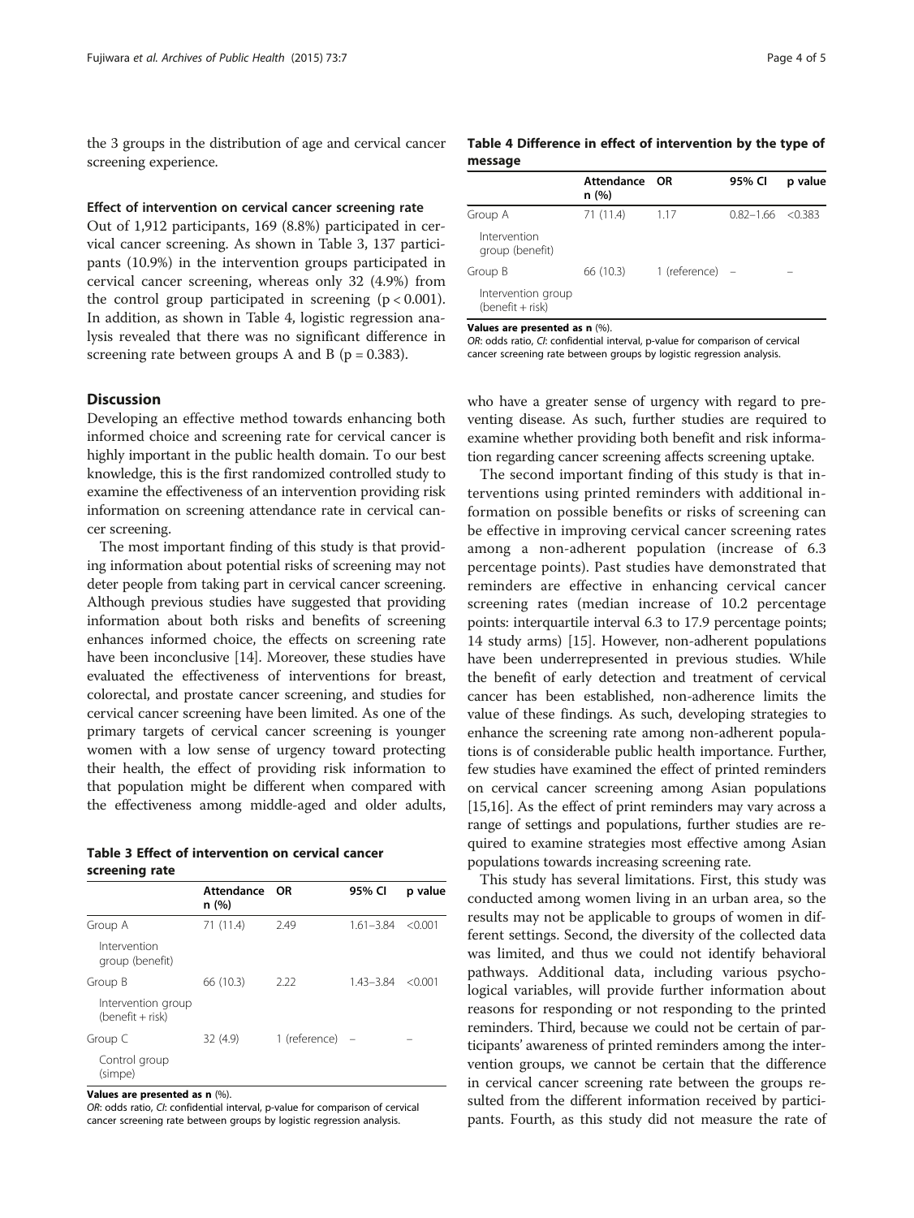the 3 groups in the distribution of age and cervical cancer screening experience.

#### Effect of intervention on cervical cancer screening rate

Out of 1,912 participants, 169 (8.8%) participated in cervical cancer screening. As shown in Table 3, 137 participants (10.9%) in the intervention groups participated in cervical cancer screening, whereas only 32 (4.9%) from the control group participated in screening ($p < 0.001$). In addition, as shown in Table 4, logistic regression analysis revealed that there was no significant difference in screening rate between groups A and B ($p = 0.383$).

## Discussion

Developing an effective method towards enhancing both informed choice and screening rate for cervical cancer is highly important in the public health domain. To our best knowledge, this is the first randomized controlled study to examine the effectiveness of an intervention providing risk information on screening attendance rate in cervical cancer screening.

The most important finding of this study is that providing information about potential risks of screening may not deter people from taking part in cervical cancer screening. Although previous studies have suggested that providing information about both risks and benefits of screening enhances informed choice, the effects on screening rate have been inconclusive [14]. Moreover, these studies have evaluated the effectiveness of interventions for breast, colorectal, and prostate cancer screening, and studies for cervical cancer screening have been limited. As one of the primary targets of cervical cancer screening is younger women with a low sense of urgency toward protecting their health, the effect of providing risk information to that population might be different when compared with the effectiveness among middle-aged and older adults, who have a greater sense of urgency with regard to preventing disease. As such, further studies are required to examine whether providing both benefit and risk information regarding cancer screening affects screening uptake.

**Table 3 Effect of intervention on cervical cancer screening rate**

| | Attendance n (%) | OR | 95% CI | p value |
|---|---|---|---|---|
| Group A | 71 (11.4) | 2.49 | 1.61–3.84 | <0.001 |
| Intervention group (benefit) | | | | |
| Group B | 66 (10.3) | 2.22 | 1.43–3.84 | <0.001 |
| Intervention group (benefit + risk) | | | | |
| Group C | 32 (4.9) | 1 (reference) | – | – |
| Control group (simpe) | | | | |

**Values are presented as n** (%).
*OR*: odds ratio, *CI*: confidential interval, p-value for comparison of cervical cancer screening rate between groups by logistic regression analysis.

**Table 4 Difference in effect of intervention by the type of message**

| | Attendance n (%) | OR | 95% CI | p value |
|---|---|---|---|---|
| Group A | 71 (11.4) | 1.17 | 0.82–1.66 | <0.383 |
| Intervention group (benefit) | | | | |
| Group B | 66 (10.3) | 1 (reference) | – | – |
| Intervention group (benefit + risk) | | | | |

**Values are presented as n** (%).
*OR*: odds ratio, *CI*: confidential interval, p-value for comparison of cervical cancer screening rate between groups by logistic regression analysis.

The second important finding of this study is that interventions using printed reminders with additional information on possible benefits or risks of screening can be effective in improving cervical cancer screening rates among a non-adherent population (increase of 6.3 percentage points). Past studies have demonstrated that reminders are effective in enhancing cervical cancer screening rates (median increase of 10.2 percentage points: interquartile interval 6.3 to 17.9 percentage points; 14 study arms) [15]. However, non-adherent populations have been underrepresented in previous studies. While the benefit of early detection and treatment of cervical cancer has been established, non-adherence limits the value of these findings. As such, developing strategies to enhance the screening rate among non-adherent populations is of considerable public health importance. Further, few studies have examined the effect of printed reminders on cervical cancer screening among Asian populations [15,16]. As the effect of print reminders may vary across a range of settings and populations, further studies are required to examine strategies most effective among Asian populations towards increasing screening rate.

This study has several limitations. First, this study was conducted among women living in an urban area, so the results may not be applicable to groups of women in different settings. Second, the diversity of the collected data was limited, and thus we could not identify behavioral pathways. Additional data, including various psychological variables, will provide further information about reasons for responding or not responding to the printed reminders. Third, because we could not be certain of participants' awareness of printed reminders among the intervention groups, we cannot be certain that the difference in cervical cancer screening rate between the groups resulted from the different information received by participants. Fourth, as this study did not measure the rate of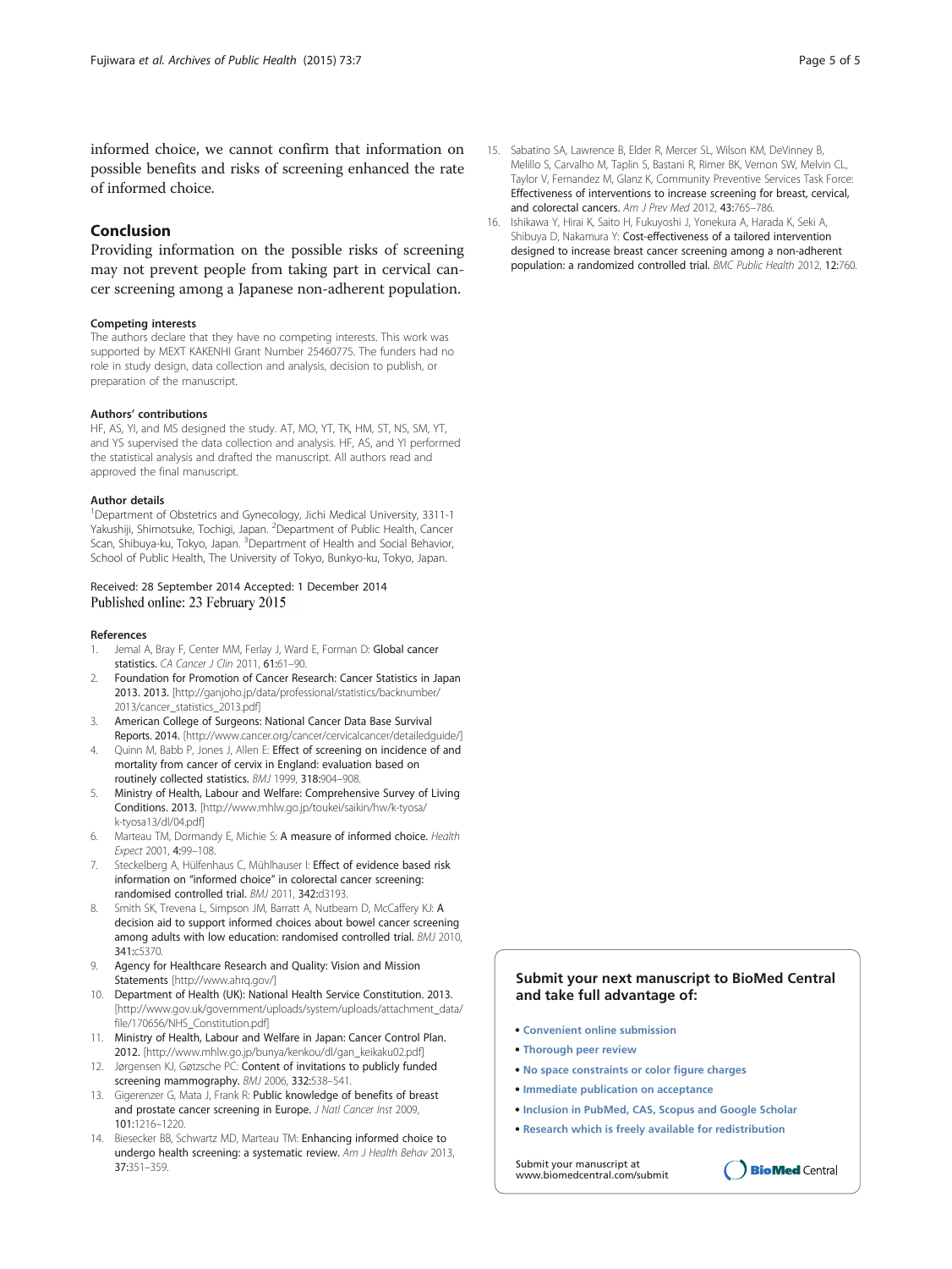informed choice, we cannot confirm that information on possible benefits and risks of screening enhanced the rate of informed choice.

## Conclusion

Providing information on the possible risks of screening may not prevent people from taking part in cervical cancer screening among a Japanese non-adherent population.

#### Competing interests

The authors declare that they have no competing interests. This work was supported by MEXT KAKENHI Grant Number 25460775. The funders had no role in study design, data collection and analysis, decision to publish, or preparation of the manuscript.

#### Authors' contributions

HF, AS, YI, and MS designed the study. AT, MO, YT, TK, HM, ST, NS, SM, YT, and YS supervised the data collection and analysis. HF, AS, and YI performed the statistical analysis and drafted the manuscript. All authors read and approved the final manuscript.

#### Author details

[1]Department of Obstetrics and Gynecology, Jichi Medical University, 3311-1 Yakushiji, Shimotsuke, Tochigi, Japan. [2]Department of Public Health, Cancer Scan, Shibuya-ku, Tokyo, Japan. [3]Department of Health and Social Behavior, School of Public Health, The University of Tokyo, Bunkyo-ku, Tokyo, Japan.

Received: 28 September 2014 Accepted: 1 December 2014
Published online: 23 February 2015

#### References

1. Jemal A, Bray F, Center MM, Ferlay J, Ward E, Forman D: **Global cancer statistics.** *CA Cancer J Clin* 2011, **61:**61–90.
2. **Foundation for Promotion of Cancer Research: Cancer Statistics in Japan 2013. 2013.** [http://ganjoho.jp/data/professional/statistics/backnumber/2013/cancer_statistics_2013.pdf]
3. **American College of Surgeons: National Cancer Data Base Survival Reports. 2014.** [http://www.cancer.org/cancer/cervicalcancer/detailedguide/]
4. Quinn M, Babb P, Jones J, Allen E: **Effect of screening on incidence of and mortality from cancer of cervix in England: evaluation based on routinely collected statistics.** *BMJ* 1999, **318:**904–908.
5. **Ministry of Health, Labour and Welfare: Comprehensive Survey of Living Conditions. 2013.** [http://www.mhlw.go.jp/toukei/saikin/hw/k-tyosa/k-tyosa13/dl/04.pdf]
6. Marteau TM, Dormandy E, Michie S: **A measure of informed choice.** *Health Expect* 2001, **4:**99–108.
7. Steckelberg A, Hülfenhaus C, Mühlhauser I: **Effect of evidence based risk information on "informed choice" in colorectal cancer screening: randomised controlled trial.** *BMJ* 2011, **342:**d3193.
8. Smith SK, Trevena L, Simpson JM, Barratt A, Nutbeam D, McCaffery KJ: **A decision aid to support informed choices about bowel cancer screening among adults with low education: randomised controlled trial.** *BMJ* 2010, **341:**c5370.
9. **Agency for Healthcare Research and Quality: Vision and Mission Statements** [http://www.ahrq.gov/]
10. **Department of Health (UK): National Health Service Constitution. 2013.** [http://www.gov.uk/government/uploads/system/uploads/attachment_data/file/170656/NHS_Constitution.pdf]
11. **Ministry of Health, Labour and Welfare in Japan: Cancer Control Plan. 2012.** [http://www.mhlw.go.jp/bunya/kenkou/dl/gan_keikaku02.pdf]
12. Jørgensen KJ, Gøtzsche PC: **Content of invitations to publicly funded screening mammography.** *BMJ* 2006, **332:**538–541.
13. Gigerenzer G, Mata J, Frank R: **Public knowledge of benefits of breast and prostate cancer screening in Europe.** *J Natl Cancer Inst* 2009, **101:**1216–1220.
14. Biesecker BB, Schwartz MD, Marteau TM: **Enhancing informed choice to undergo health screening: a systematic review.** *Am J Health Behav* 2013, **37:**351–359.
15. Sabatino SA, Lawrence B, Elder R, Mercer SL, Wilson KM, DeVinney B, Melillo S, Carvalho M, Taplin S, Bastani R, Rimer BK, Vernon SW, Melvin CL, Taylor V, Fernandez M, Glanz K, Community Preventive Services Task Force: **Effectiveness of interventions to increase screening for breast, cervical, and colorectal cancers.** *Am J Prev Med* 2012, **43:**765–786.
16. Ishikawa Y, Hirai K, Saito H, Fukuyoshi J, Yonekura A, Harada K, Seki A, Shibuya D, Nakamura Y: **Cost-effectiveness of a tailored intervention designed to increase breast cancer screening among a non-adherent population: a randomized controlled trial.** *BMC Public Health* 2012, **12:**760.

**Submit your next manuscript to BioMed Central and take full advantage of:**

- **Convenient online submission**
- **Thorough peer review**
- **No space constraints or color figure charges**
- **Immediate publication on acceptance**
- **Inclusion in PubMed, CAS, Scopus and Google Scholar**
- **Research which is freely available for redistribution**

Submit your manuscript at www.biomedcentral.com/submit

BioMed Central